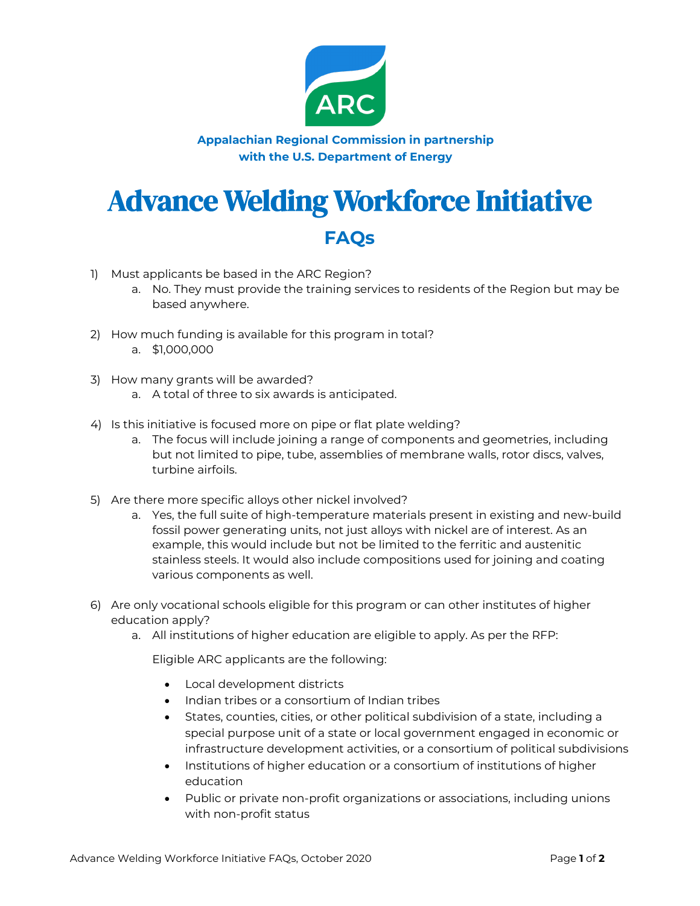Appalachian Regional Commission in partnership with the U.S. Department of Energy

# Advance Welding Workforce Initiative

## FAQs

1) Must applicants be based in the ARC Region?
    a. No. They must provide the training services to residents of the Region but may be based anywhere.

2) How much funding is available for this program in total?
    a. $1,000,000

3) How many grants will be awarded?
    a. A total of three to six awards is anticipated.

4) Is this initiative is focused more on pipe or flat plate welding?
    a. The focus will include joining a range of components and geometries, including but not limited to pipe, tube, assemblies of membrane walls, rotor discs, valves, turbine airfoils.

5) Are there more specific alloys other nickel involved?
    a. Yes, the full suite of high-temperature materials present in existing and new-build fossil power generating units, not just alloys with nickel are of interest. As an example, this would include but not be limited to the ferritic and austenitic stainless steels. It would also include compositions used for joining and coating various components as well.

6) Are only vocational schools eligible for this program or can other institutes of higher education apply?
    a. All institutions of higher education are eligible to apply. As per the RFP:

       Eligible ARC applicants are the following:

       - Local development districts
       - Indian tribes or a consortium of Indian tribes
       - States, counties, cities, or other political subdivision of a state, including a special purpose unit of a state or local government engaged in economic or infrastructure development activities, or a consortium of political subdivisions
       - Institutions of higher education or a consortium of institutions of higher education
       - Public or private non-profit organizations or associations, including unions with non-profit status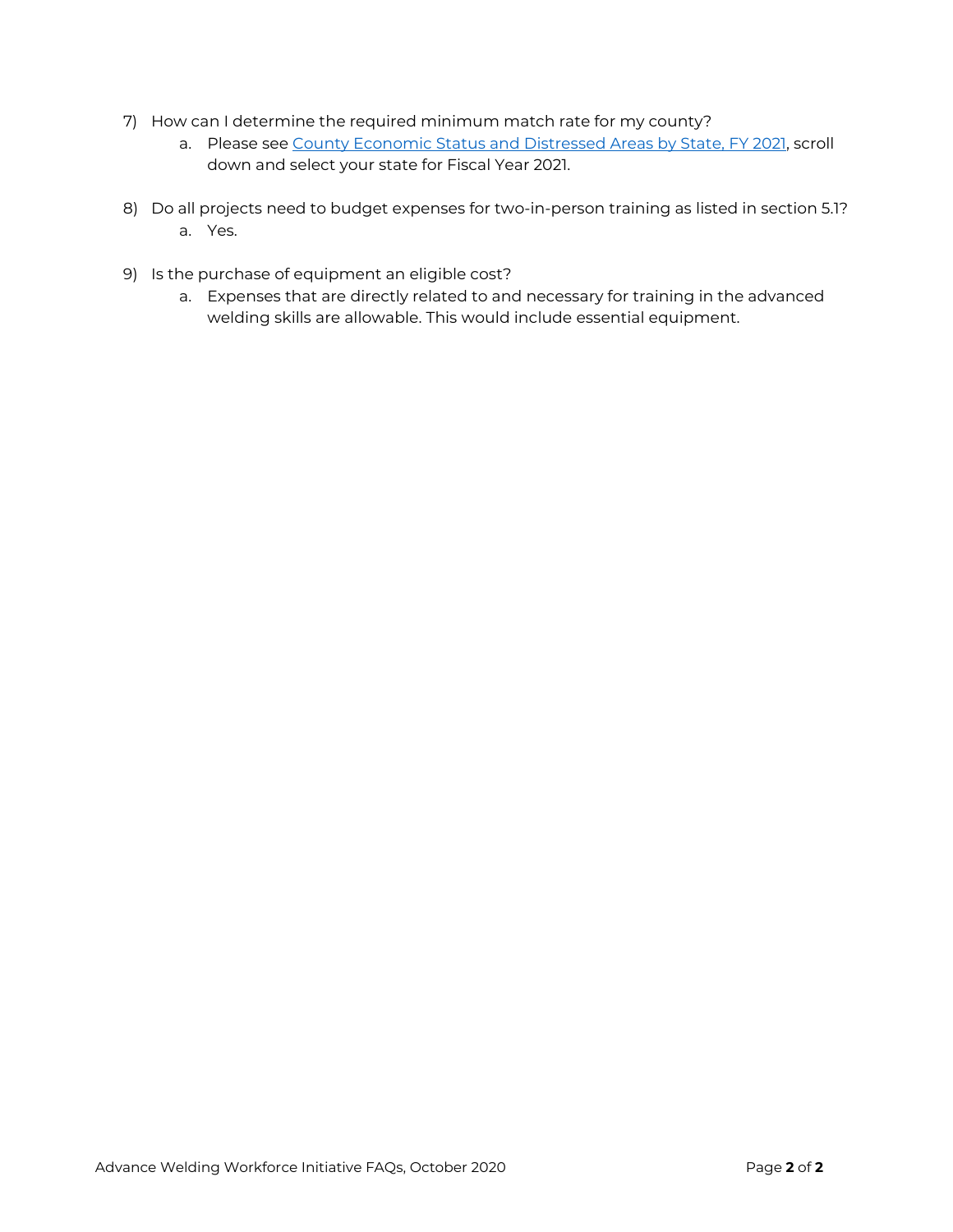7) How can I determine the required minimum match rate for my county?
    a. Please see County Economic Status and Distressed Areas by State, FY 2021, scroll down and select your state for Fiscal Year 2021.

8) Do all projects need to budget expenses for two-in-person training as listed in section 5.1?
    a. Yes.

9) Is the purchase of equipment an eligible cost?
    a. Expenses that are directly related to and necessary for training in the advanced welding skills are allowable. This would include essential equipment.